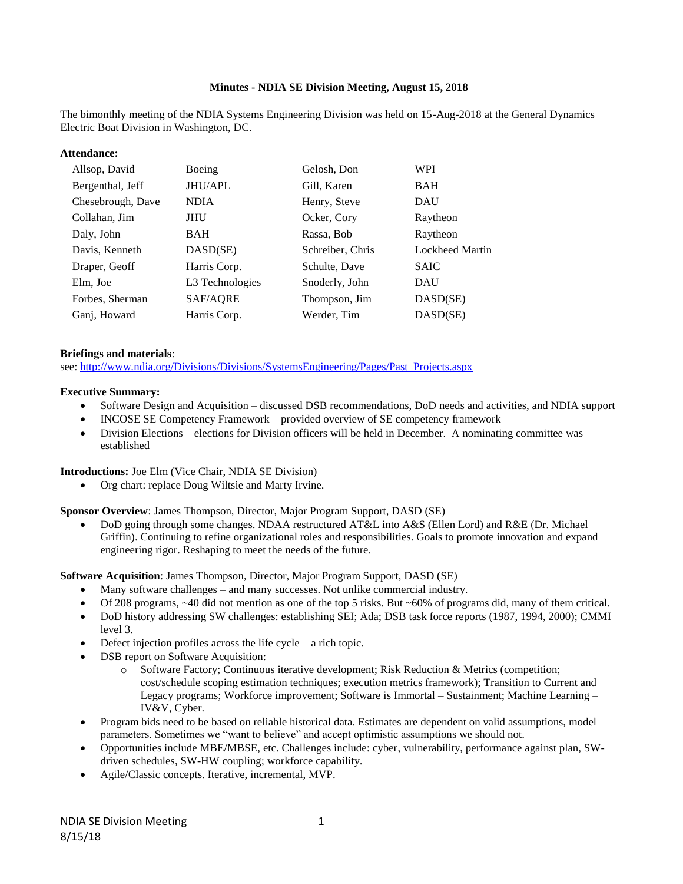**Minutes - NDIA SE Division Meeting, August 15, 2018**

The bimonthly meeting of the NDIA Systems Engineering Division was held on 15-Aug-2018 at the General Dynamics Electric Boat Division in Washington, DC.

**Attendance:**

| | | | |
|---|---|---|---|
| Allsop, David | Boeing | Gelosh, Don | WPI |
| Bergenthal, Jeff | JHU/APL | Gill, Karen | BAH |
| Chesebrough, Dave | NDIA | Henry, Steve | DAU |
| Collahan, Jim | JHU | Ocker, Cory | Raytheon |
| Daly, John | BAH | Rassa, Bob | Raytheon |
| Davis, Kenneth | DASD(SE) | Schreiber, Chris | Lockheed Martin |
| Draper, Geoff | Harris Corp. | Schulte, Dave | SAIC |
| Elm, Joe | L3 Technologies | Snoderly, John | DAU |
| Forbes, Sherman | SAF/AQRE | Thompson, Jim | DASD(SE) |
| Ganj, Howard | Harris Corp. | Werder, Tim | DASD(SE) |

**Briefings and materials**:
see: http://www.ndia.org/Divisions/Divisions/SystemsEngineering/Pages/Past_Projects.aspx

**Executive Summary:**

- Software Design and Acquisition – discussed DSB recommendations, DoD needs and activities, and NDIA support
- INCOSE SE Competency Framework – provided overview of SE competency framework
- Division Elections – elections for Division officers will be held in December. A nominating committee was established

**Introductions:** Joe Elm (Vice Chair, NDIA SE Division)

- Org chart: replace Doug Wiltsie and Marty Irvine.

**Sponsor Overview**: James Thompson, Director, Major Program Support, DASD (SE)

- DoD going through some changes. NDAA restructured AT&L into A&S (Ellen Lord) and R&E (Dr. Michael Griffin). Continuing to refine organizational roles and responsibilities. Goals to promote innovation and expand engineering rigor. Reshaping to meet the needs of the future.

**Software Acquisition**: James Thompson, Director, Major Program Support, DASD (SE)

- Many software challenges – and many successes. Not unlike commercial industry.
- Of 208 programs, ~40 did not mention as one of the top 5 risks. But ~60% of programs did, many of them critical.
- DoD history addressing SW challenges: establishing SEI; Ada; DSB task force reports (1987, 1994, 2000); CMMI level 3.
- Defect injection profiles across the life cycle – a rich topic.
- DSB report on Software Acquisition:
  - Software Factory; Continuous iterative development; Risk Reduction & Metrics (competition; cost/schedule scoping estimation techniques; execution metrics framework); Transition to Current and Legacy programs; Workforce improvement; Software is Immortal – Sustainment; Machine Learning – IV&V, Cyber.
- Program bids need to be based on reliable historical data. Estimates are dependent on valid assumptions, model parameters. Sometimes we "want to believe" and accept optimistic assumptions we should not.
- Opportunities include MBE/MBSE, etc. Challenges include: cyber, vulnerability, performance against plan, SW-driven schedules, SW-HW coupling; workforce capability.
- Agile/Classic concepts. Iterative, incremental, MVP.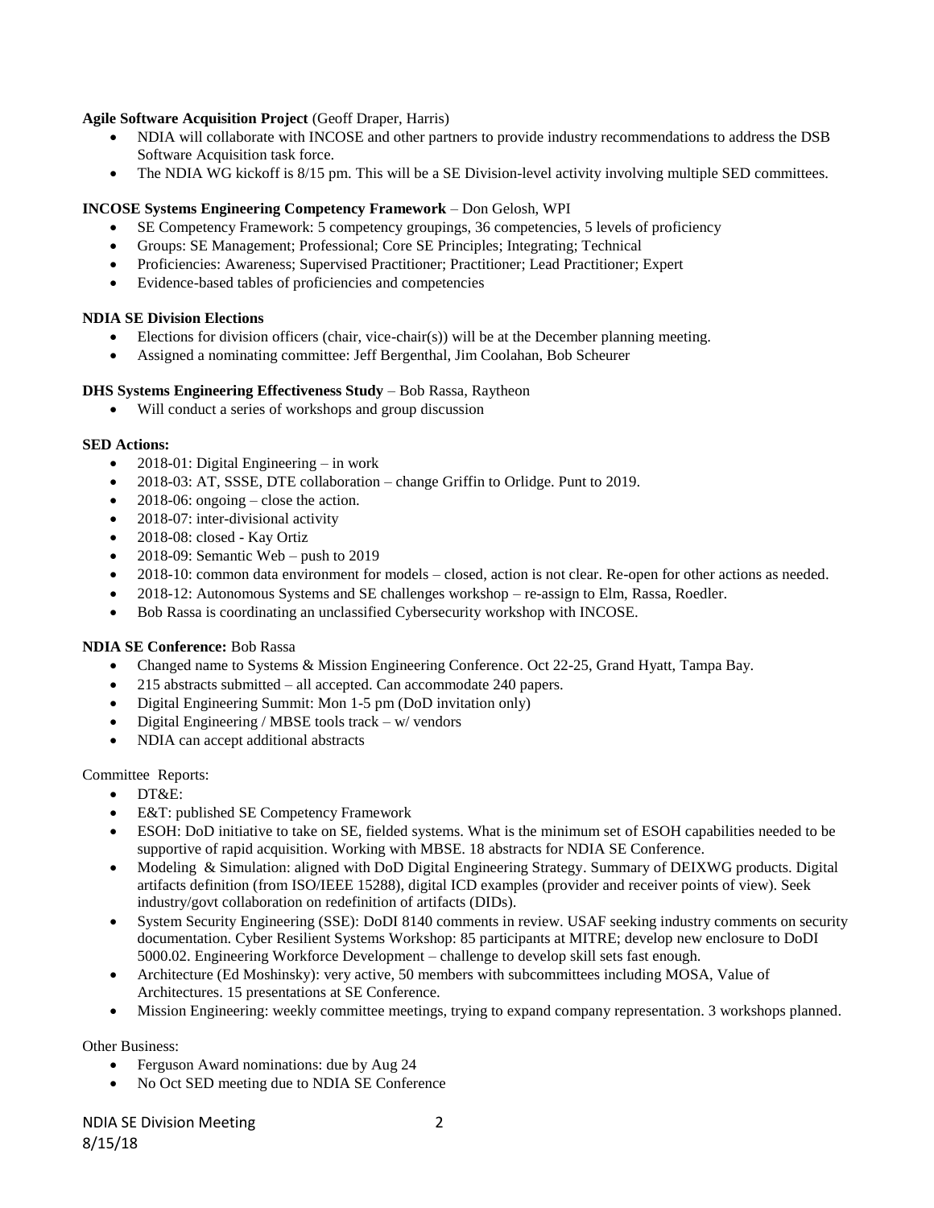**Agile Software Acquisition Project** (Geoff Draper, Harris)

- NDIA will collaborate with INCOSE and other partners to provide industry recommendations to address the DSB Software Acquisition task force.
- The NDIA WG kickoff is 8/15 pm. This will be a SE Division-level activity involving multiple SED committees.

**INCOSE Systems Engineering Competency Framework** – Don Gelosh, WPI

- SE Competency Framework: 5 competency groupings, 36 competencies, 5 levels of proficiency
- Groups: SE Management; Professional; Core SE Principles; Integrating; Technical
- Proficiencies: Awareness; Supervised Practitioner; Practitioner; Lead Practitioner; Expert
- Evidence-based tables of proficiencies and competencies

**NDIA SE Division Elections**

- Elections for division officers (chair, vice-chair(s)) will be at the December planning meeting.
- Assigned a nominating committee: Jeff Bergenthal, Jim Coolahan, Bob Scheurer

**DHS Systems Engineering Effectiveness Study** – Bob Rassa, Raytheon

- Will conduct a series of workshops and group discussion

**SED Actions:**

- 2018-01: Digital Engineering – in work
- 2018-03: AT, SSSE, DTE collaboration – change Griffin to Orlidge. Punt to 2019.
- 2018-06: ongoing – close the action.
- 2018-07: inter-divisional activity
- 2018-08: closed - Kay Ortiz
- 2018-09: Semantic Web – push to 2019
- 2018-10: common data environment for models – closed, action is not clear. Re-open for other actions as needed.
- 2018-12: Autonomous Systems and SE challenges workshop – re-assign to Elm, Rassa, Roedler.
- Bob Rassa is coordinating an unclassified Cybersecurity workshop with INCOSE.

**NDIA SE Conference:** Bob Rassa

- Changed name to Systems & Mission Engineering Conference. Oct 22-25, Grand Hyatt, Tampa Bay.
- 215 abstracts submitted – all accepted. Can accommodate 240 papers.
- Digital Engineering Summit: Mon 1-5 pm (DoD invitation only)
- Digital Engineering / MBSE tools track – w/ vendors
- NDIA can accept additional abstracts

Committee Reports:

- DT&E:
- E&T: published SE Competency Framework
- ESOH: DoD initiative to take on SE, fielded systems. What is the minimum set of ESOH capabilities needed to be supportive of rapid acquisition. Working with MBSE. 18 abstracts for NDIA SE Conference.
- Modeling & Simulation: aligned with DoD Digital Engineering Strategy. Summary of DEIXWG products. Digital artifacts definition (from ISO/IEEE 15288), digital ICD examples (provider and receiver points of view). Seek industry/govt collaboration on redefinition of artifacts (DIDs).
- System Security Engineering (SSE): DoDI 8140 comments in review. USAF seeking industry comments on security documentation. Cyber Resilient Systems Workshop: 85 participants at MITRE; develop new enclosure to DoDI 5000.02. Engineering Workforce Development – challenge to develop skill sets fast enough.
- Architecture (Ed Moshinsky): very active, 50 members with subcommittees including MOSA, Value of Architectures. 15 presentations at SE Conference.
- Mission Engineering: weekly committee meetings, trying to expand company representation. 3 workshops planned.

Other Business:

- Ferguson Award nominations: due by Aug 24
- No Oct SED meeting due to NDIA SE Conference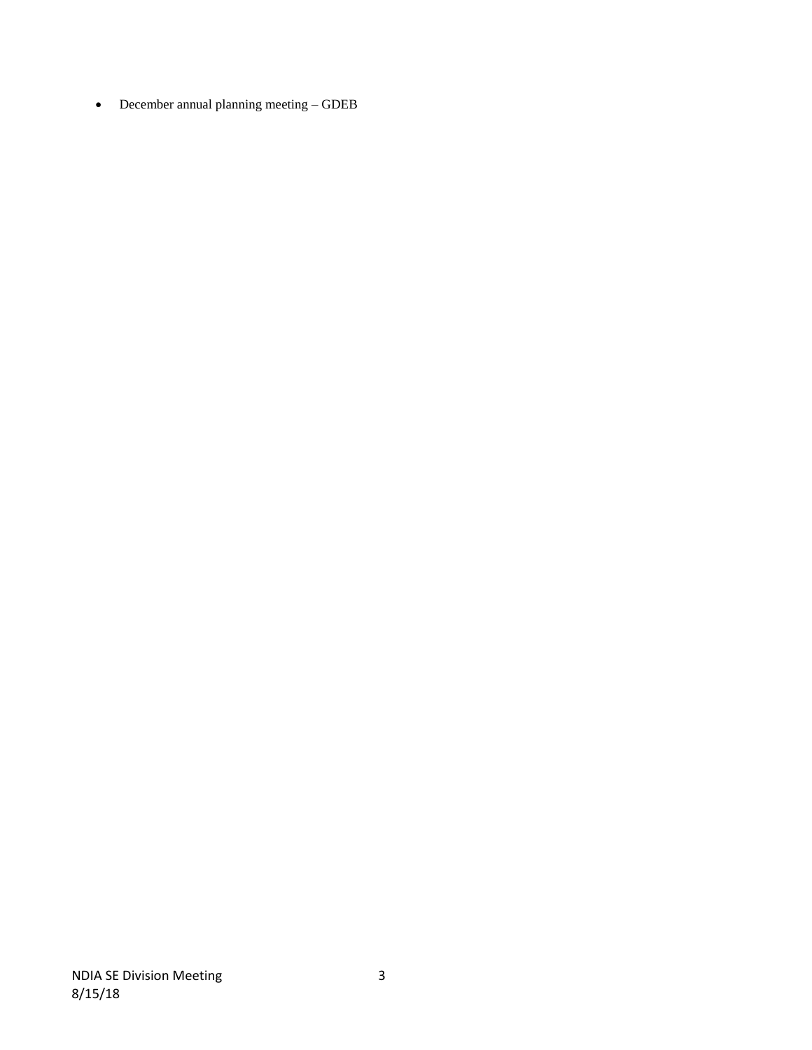- December annual planning meeting – GDEB